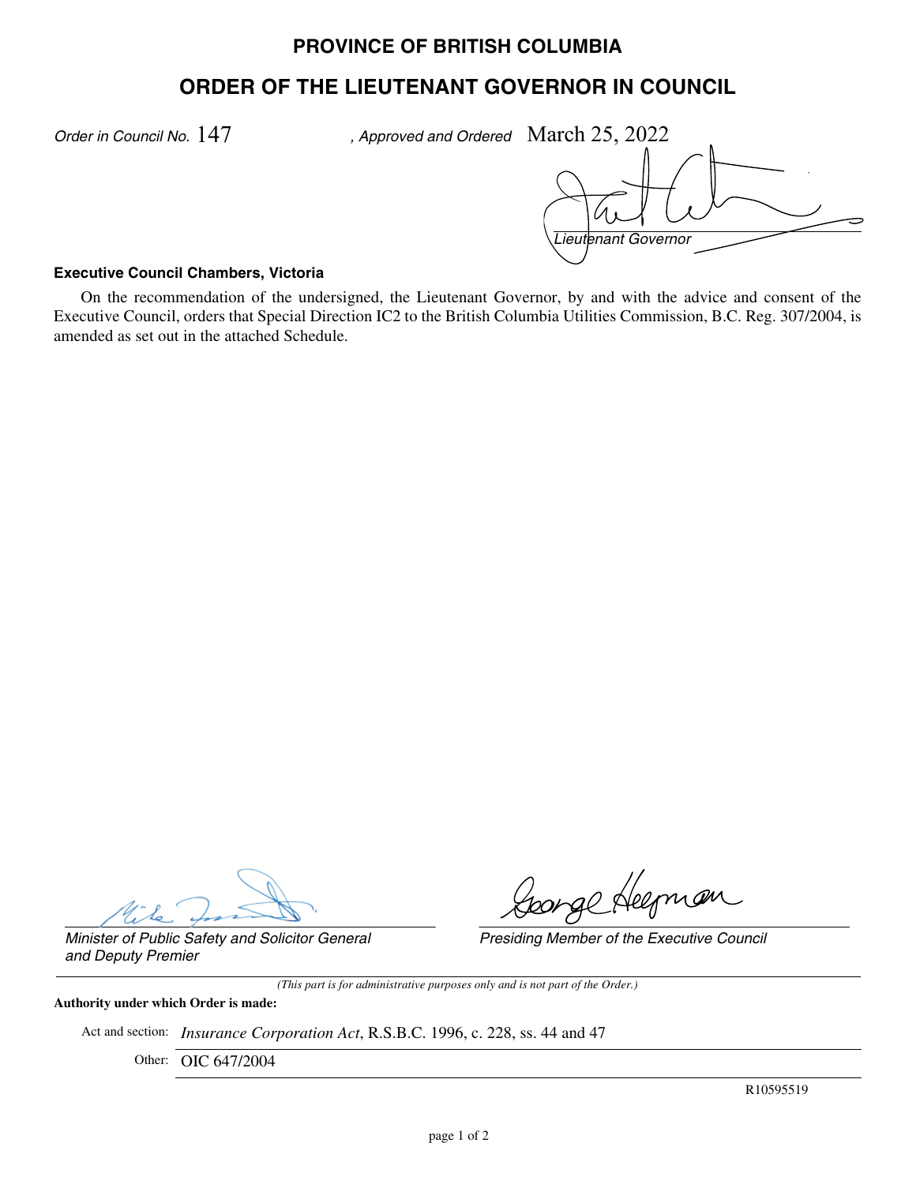# PROVINCE OF BRITISH COLUMBIA

## ORDER OF THE LIEUTENANT GOVERNOR IN COUNCIL

*Order in Council No.* 147 *, Approved and Ordered* March 25, 2022

*Lieutenant Governor*

**Executive Council Chambers, Victoria**

On the recommendation of the undersigned, the Lieutenant Governor, by and with the advice and consent of the Executive Council, orders that Special Direction IC2 to the British Columbia Utilities Commission, B.C. Reg. 307/2004, is amended as set out in the attached Schedule.

*Minister of Public Safety and Solicitor General and Deputy Premier*

*Presiding Member of the Executive Council*

*(This part is for administrative purposes only and is not part of the Order.)*

**Authority under which Order is made:**

Act and section: *Insurance Corporation Act*, R.S.B.C. 1996, c. 228, ss. 44 and 47

Other: OIC 647/2004

R10595519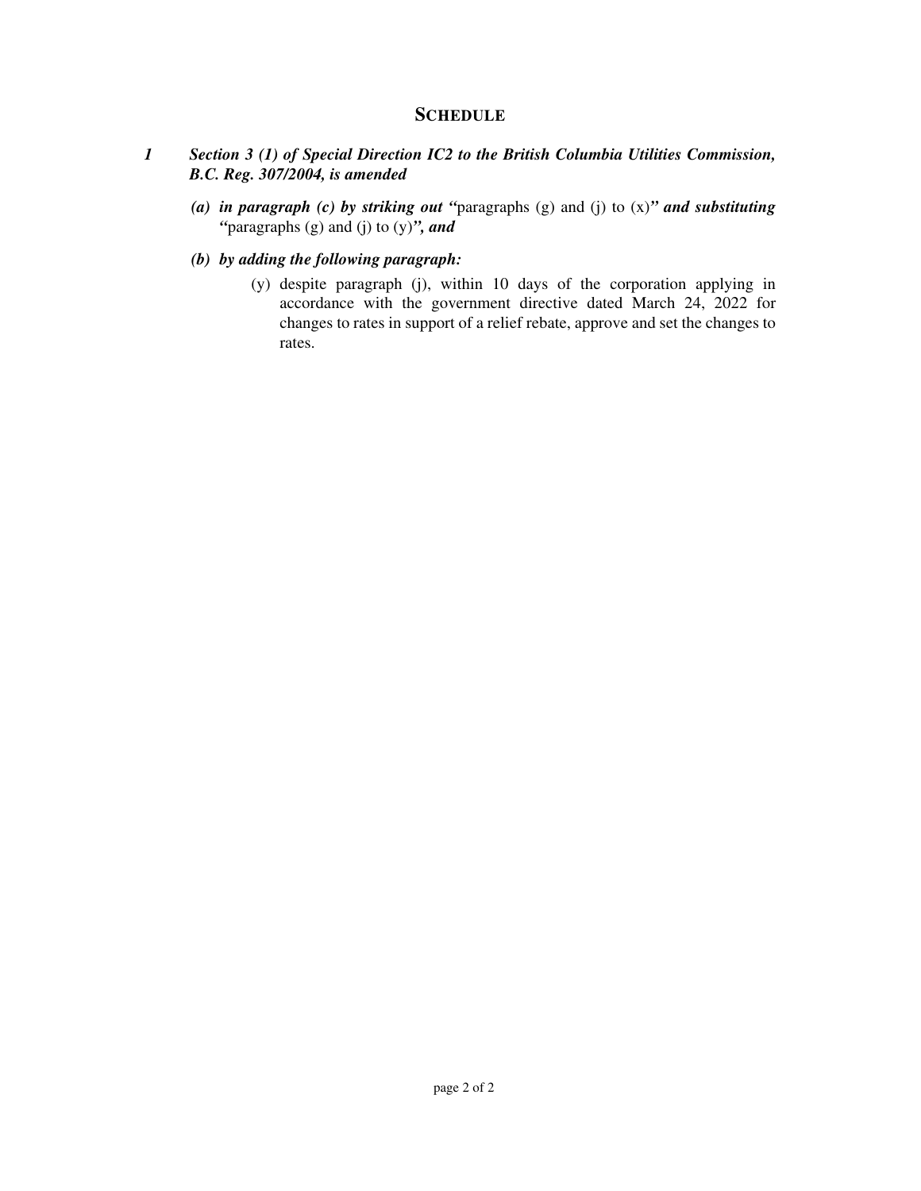## SCHEDULE

***1 Section 3 (1) of Special Direction IC2 to the British Columbia Utilities Commission, B.C. Reg. 307/2004, is amended***

***(a) in paragraph (c) by striking out "***paragraphs (g) and (j) to (x)***" and substituting "***paragraphs (g) and (j) to (y)***", and***

***(b) by adding the following paragraph:***

> (y) despite paragraph (j), within 10 days of the corporation applying in accordance with the government directive dated March 24, 2022 for changes to rates in support of a relief rebate, approve and set the changes to rates.